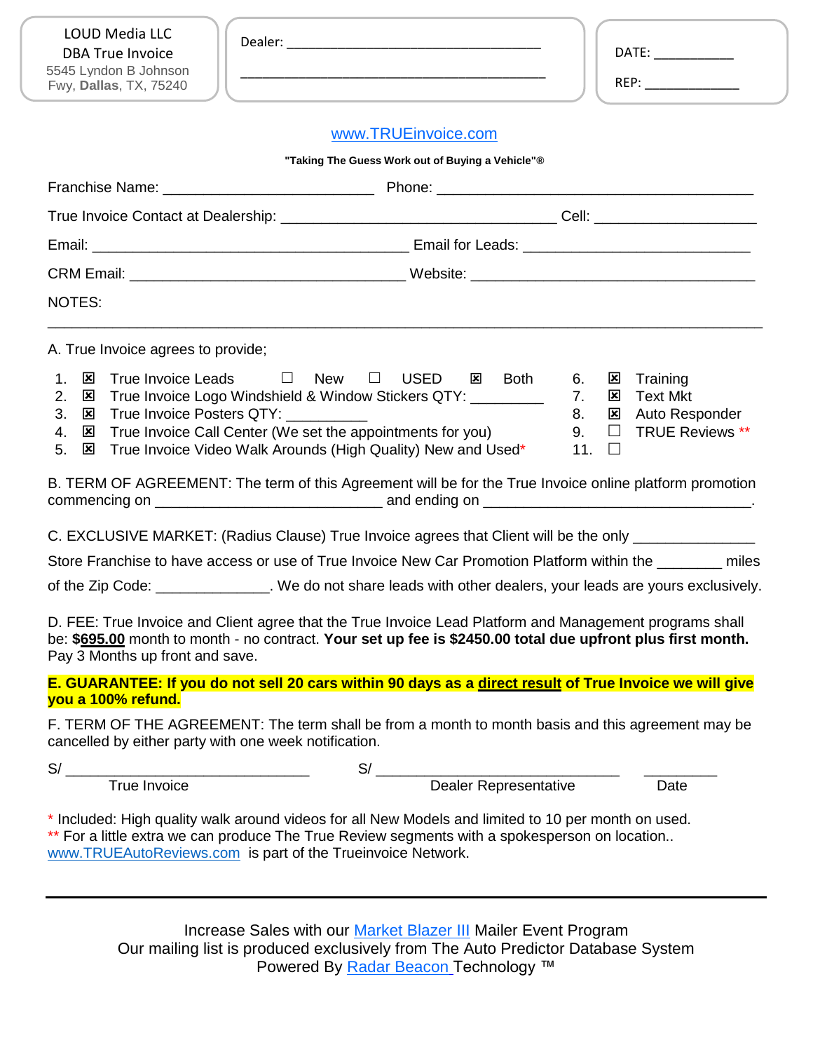LOUD Media LLC
DBA True Invoice
5545 Lyndon B Johnson Fwy, **Dallas**, TX, 75240

Dealer: ___________________________________

___________________________________

DATE: ___________

REP: _____________

www.TRUEinvoice.com

**"Taking The Guess Work out of Buying a Vehicle"®**

Franchise Name: _________________________ Phone: ________________________________________

True Invoice Contact at Dealership: ________________________________ Cell: ___________________

Email: ______________________________________ Email for Leads: ____________________________

CRM Email: ________________________________ Website: __________________________________

NOTES:

___________________________________________________________________________________

A. True Invoice agrees to provide;

1. ☒ True Invoice Leads ☐ New ☐ USED ☒ Both
2. ☒ True Invoice Logo Windshield & Window Stickers QTY: _________
3. ☒ True Invoice Posters QTY: __________
4. ☒ True Invoice Call Center (We set the appointments for you)
5. ☒ True Invoice Video Walk Arounds (High Quality) New and Used*
6. ☒ Training
7. ☒ Text Mkt
8. ☒ Auto Responder
9. ☐ TRUE Reviews **
11. ☐

B. TERM OF AGREEMENT: The term of this Agreement will be for the True Invoice online platform promotion commencing on ___________________________ and ending on _________________________________.

C. EXCLUSIVE MARKET: (Radius Clause) True Invoice agrees that Client will be the only _______________ Store Franchise to have access or use of True Invoice New Car Promotion Platform within the ________ miles of the Zip Code: ______________. We do not share leads with other dealers, your leads are yours exclusively.

D. FEE: True Invoice and Client agree that the True Invoice Lead Platform and Management programs shall be: **$695.00** month to month - no contract. **Your set up fee is $2450.00 total due upfront plus first month.** Pay 3 Months up front and save.

**E. GUARANTEE: If you do not sell 20 cars within 90 days as a direct result of True Invoice we will give you a 100% refund.**

F. TERM OF THE AGREEMENT: The term shall be from a month to month basis and this agreement may be cancelled by either party with one week notification.

S/ ______________________________ S/ ______________________________ _________

True Invoice | Dealer Representative | Date

\* Included: High quality walk around videos for all New Models and limited to 10 per month on used.
** For a little extra we can produce The True Review segments with a spokesperson on location..
www.TRUEAutoReviews.com is part of the Trueinvoice Network.

---

Increase Sales with our Market Blazer III Mailer Event Program
Our mailing list is produced exclusively from The Auto Predictor Database System
Powered By Radar Beacon Technology ™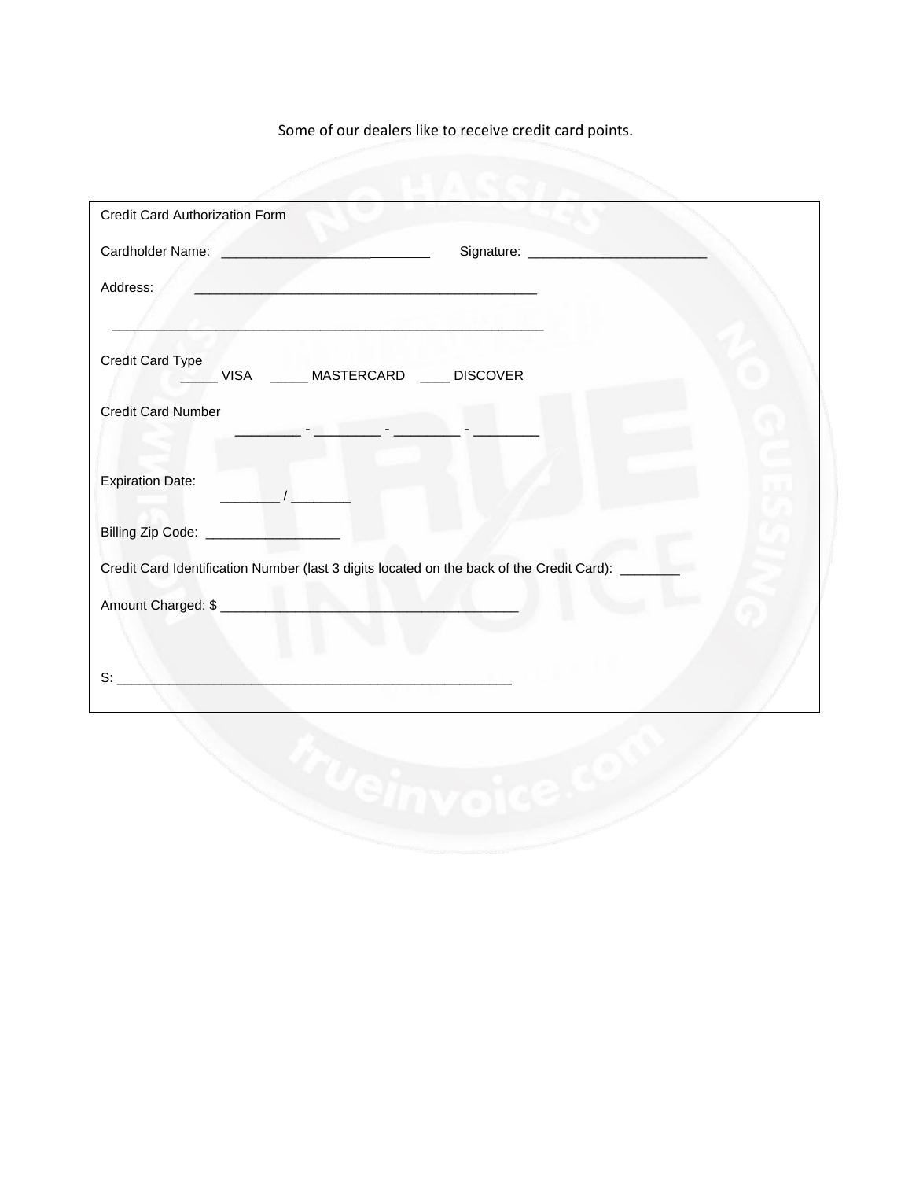Some of our dealers like to receive credit card points.

Credit Card Authorization Form

Cardholder Name: ____________________________ Signature: ________________________

Address: ______________________________________________

__________________________________________________________

Credit Card Type

_____ VISA _____ MASTERCARD ____ DISCOVER

Credit Card Number

________ - ________ - ________ - ________

Expiration Date:

________ / ________

Billing Zip Code: __________________

Credit Card Identification Number (last 3 digits located on the back of the Credit Card): ________

Amount Charged: $ ________________________________________

S: ______________________________________________________